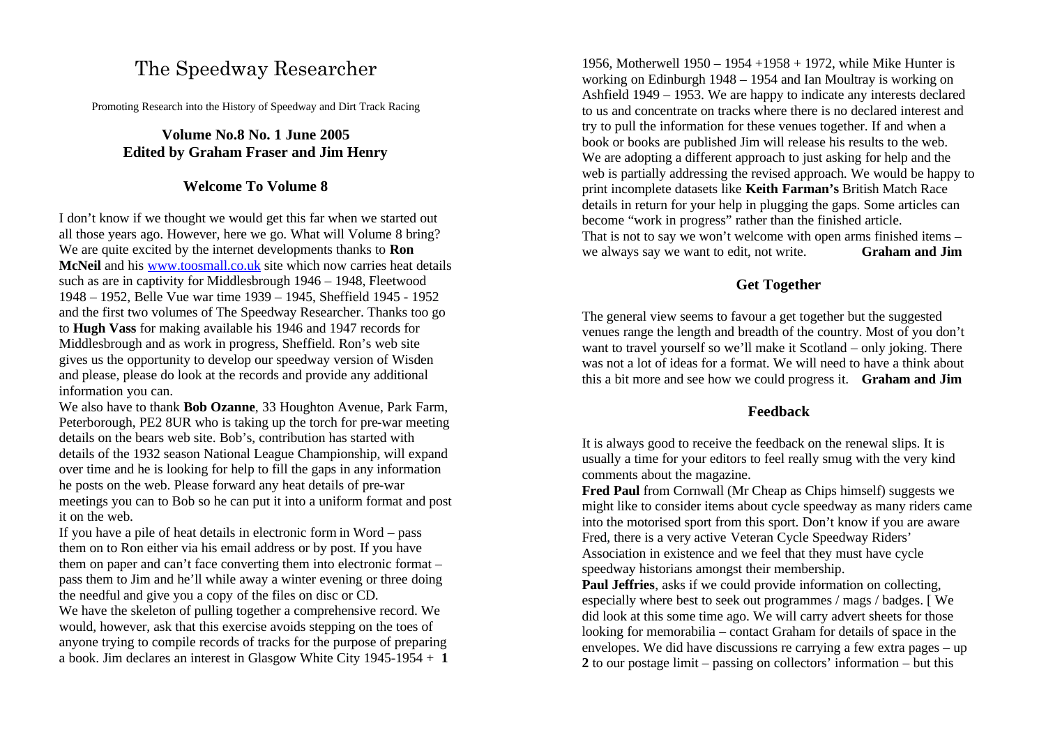# The Speedway Researcher

Promoting Research into the History of Speedway and Dirt Track Racing

**Volume No.8 No. 1 June 2005**
**Edited by Graham Fraser and Jim Henry**

## Welcome To Volume 8

I don't know if we thought we would get this far when we started out all those years ago. However, here we go. What will Volume 8 bring? We are quite excited by the internet developments thanks to **Ron McNeil** and his www.toosmall.co.uk site which now carries heat details such as are in captivity for Middlesbrough 1946 – 1948, Fleetwood 1948 – 1952, Belle Vue war time 1939 – 1945, Sheffield 1945 - 1952 and the first two volumes of The Speedway Researcher. Thanks too go to **Hugh Vass** for making available his 1946 and 1947 records for Middlesbrough and as work in progress, Sheffield. Ron's web site gives us the opportunity to develop our speedway version of Wisden and please, please do look at the records and provide any additional information you can.

We also have to thank **Bob Ozanne**, 33 Houghton Avenue, Park Farm, Peterborough, PE2 8UR who is taking up the torch for pre-war meeting details on the bears web site. Bob's, contribution has started with details of the 1932 season National League Championship, will expand over time and he is looking for help to fill the gaps in any information he posts on the web. Please forward any heat details of pre-war meetings you can to Bob so he can put it into a uniform format and post it on the web.

If you have a pile of heat details in electronic form in Word – pass them on to Ron either via his email address or by post. If you have them on paper and can't face converting them into electronic format – pass them to Jim and he'll while away a winter evening or three doing the needful and give you a copy of the files on disc or CD.

We have the skeleton of pulling together a comprehensive record. We would, however, ask that this exercise avoids stepping on the toes of anyone trying to compile records of tracks for the purpose of preparing a book. Jim declares an interest in Glasgow White City 1945-1954 + 1956, Motherwell 1950 – 1954 +1958 + 1972, while Mike Hunter is working on Edinburgh 1948 – 1954 and Ian Moultray is working on Ashfield 1949 – 1953. We are happy to indicate any interests declared to us and concentrate on tracks where there is no declared interest and try to pull the information for these venues together. If and when a book or books are published Jim will release his results to the web. We are adopting a different approach to just asking for help and the web is partially addressing the revised approach. We would be happy to print incomplete datasets like **Keith Farman's** British Match Race details in return for your help in plugging the gaps. Some articles can become "work in progress" rather than the finished article.

That is not to say we won't welcome with open arms finished items – we always say we want to edit, not write. **Graham and Jim**

## Get Together

The general view seems to favour a get together but the suggested venues range the length and breadth of the country. Most of you don't want to travel yourself so we'll make it Scotland – only joking. There was not a lot of ideas for a format. We will need to have a think about this a bit more and see how we could progress it. **Graham and Jim**

## Feedback

It is always good to receive the feedback on the renewal slips. It is usually a time for your editors to feel really smug with the very kind comments about the magazine.

**Fred Paul** from Cornwall (Mr Cheap as Chips himself) suggests we might like to consider items about cycle speedway as many riders came into the motorised sport from this sport. Don't know if you are aware Fred, there is a very active Veteran Cycle Speedway Riders' Association in existence and we feel that they must have cycle speedway historians amongst their membership.

**Paul Jeffries**, asks if we could provide information on collecting, especially where best to seek out programmes / mags / badges. [ We did look at this some time ago. We will carry advert sheets for those looking for memorabilia – contact Graham for details of space in the envelopes. We did have discussions re carrying a few extra pages – up to our postage limit – passing on collectors' information – but this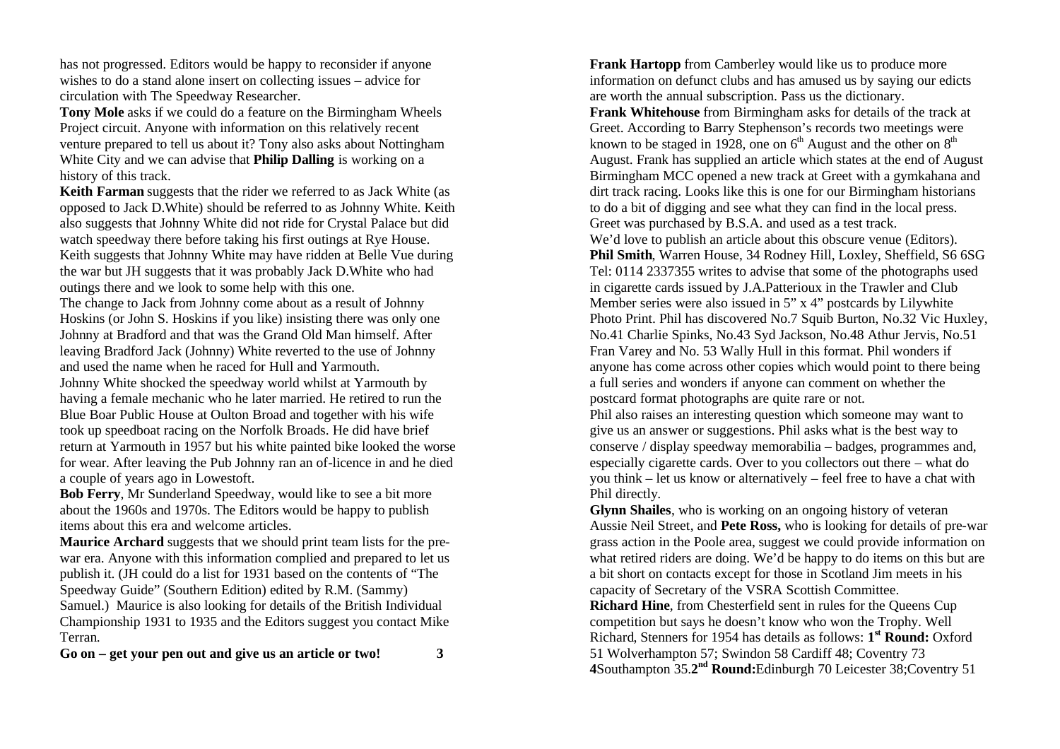has not progressed. Editors would be happy to reconsider if anyone wishes to do a stand alone insert on collecting issues – advice for circulation with The Speedway Researcher.

**Tony Mole** asks if we could do a feature on the Birmingham Wheels Project circuit. Anyone with information on this relatively recent venture prepared to tell us about it? Tony also asks about Nottingham White City and we can advise that **Philip Dalling** is working on a history of this track.

**Keith Farman** suggests that the rider we referred to as Jack White (as opposed to Jack D.White) should be referred to as Johnny White. Keith also suggests that Johnny White did not ride for Crystal Palace but did watch speedway there before taking his first outings at Rye House. Keith suggests that Johnny White may have ridden at Belle Vue during the war but JH suggests that it was probably Jack D.White who had outings there and we look to some help with this one.

The change to Jack from Johnny come about as a result of Johnny Hoskins (or John S. Hoskins if you like) insisting there was only one Johnny at Bradford and that was the Grand Old Man himself. After leaving Bradford Jack (Johnny) White reverted to the use of Johnny and used the name when he raced for Hull and Yarmouth.

Johnny White shocked the speedway world whilst at Yarmouth by having a female mechanic who he later married. He retired to run the Blue Boar Public House at Oulton Broad and together with his wife took up speedboat racing on the Norfolk Broads. He did have brief return at Yarmouth in 1957 but his white painted bike looked the worse for wear. After leaving the Pub Johnny ran an of-licence in and he died a couple of years ago in Lowestoft.

**Bob Ferry**, Mr Sunderland Speedway, would like to see a bit more about the 1960s and 1970s. The Editors would be happy to publish items about this era and welcome articles.

**Maurice Archard** suggests that we should print team lists for the pre-war era. Anyone with this information complied and prepared to let us publish it. (JH could do a list for 1931 based on the contents of "The Speedway Guide" (Southern Edition) edited by R.M. (Sammy) Samuel.) Maurice is also looking for details of the British Individual Championship 1931 to 1935 and the Editors suggest you contact Mike Terran.

**Go on – get your pen out and give us an article or two!**

**Frank Hartopp** from Camberley would like us to produce more information on defunct clubs and has amused us by saying our edicts are worth the annual subscription. Pass us the dictionary.

**Frank Whitehouse** from Birmingham asks for details of the track at Greet. According to Barry Stephenson's records two meetings were known to be staged in 1928, one on 6th August and the other on 8th August. Frank has supplied an article which states at the end of August Birmingham MCC opened a new track at Greet with a gymkahana and dirt track racing. Looks like this is one for our Birmingham historians to do a bit of digging and see what they can find in the local press. Greet was purchased by B.S.A. and used as a test track.

We'd love to publish an article about this obscure venue (Editors).

**Phil Smith**, Warren House, 34 Rodney Hill, Loxley, Sheffield, S6 6SG Tel: 0114 2337355 writes to advise that some of the photographs used in cigarette cards issued by J.A.Patterioux in the Trawler and Club Member series were also issued in 5" x 4" postcards by Lilywhite Photo Print. Phil has discovered No.7 Squib Burton, No.32 Vic Huxley, No.41 Charlie Spinks, No.43 Syd Jackson, No.48 Athur Jervis, No.51 Fran Varey and No. 53 Wally Hull in this format. Phil wonders if anyone has come across other copies which would point to there being a full series and wonders if anyone can comment on whether the postcard format photographs are quite rare or not.

Phil also raises an interesting question which someone may want to give us an answer or suggestions. Phil asks what is the best way to conserve / display speedway memorabilia – badges, programmes and, especially cigarette cards. Over to you collectors out there – what do you think – let us know or alternatively – feel free to have a chat with Phil directly.

**Glynn Shailes**, who is working on an ongoing history of veteran Aussie Neil Street, and **Pete Ross,** who is looking for details of pre-war grass action in the Poole area, suggest we could provide information on what retired riders are doing. We'd be happy to do items on this but are a bit short on contacts except for those in Scotland Jim meets in his capacity of Secretary of the VSRA Scottish Committee.

**Richard Hine**, from Chesterfield sent in rules for the Queens Cup competition but says he doesn't know who won the Trophy. Well Richard, Stenners for 1954 has details as follows: **1st Round:** Oxford 51 Wolverhampton 57; Swindon 58 Cardiff 48; Coventry 73 **4**Southampton 35.**2nd Round:**Edinburgh 70 Leicester 38;Coventry 51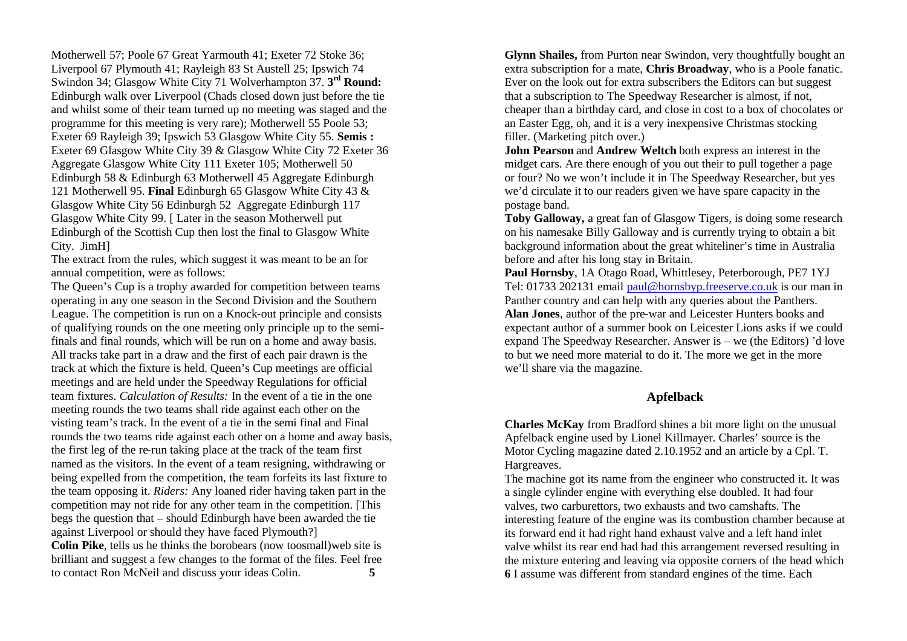Motherwell 57; Poole 67 Great Yarmouth 41; Exeter 72 Stoke 36; Liverpool 67 Plymouth 41; Rayleigh 83 St Austell 25; Ipswich 74 Swindon 34; Glasgow White City 71 Wolverhampton 37. **3rd Round:** Edinburgh walk over Liverpool (Chads closed down just before the tie and whilst some of their team turned up no meeting was staged and the programme for this meeting is very rare); Motherwell 55 Poole 53; Exeter 69 Rayleigh 39; Ipswich 53 Glasgow White City 55. **Semis :** Exeter 69 Glasgow White City 39 & Glasgow White City 72 Exeter 36 Aggregate Glasgow White City 111 Exeter 105; Motherwell 50 Edinburgh 58 & Edinburgh 63 Motherwell 45 Aggregate Edinburgh 121 Motherwell 95. **Final** Edinburgh 65 Glasgow White City 43 & Glasgow White City 56 Edinburgh 52 Aggregate Edinburgh 117 Glasgow White City 99. [ Later in the season Motherwell put Edinburgh of the Scottish Cup then lost the final to Glasgow White City. JimH]

The extract from the rules, which suggest it was meant to be an for annual competition, were as follows:

The Queen's Cup is a trophy awarded for competition between teams operating in any one season in the Second Division and the Southern League. The competition is run on a Knock-out principle and consists of qualifying rounds on the one meeting only principle up to the semi-finals and final rounds, which will be run on a home and away basis. All tracks take part in a draw and the first of each pair drawn is the track at which the fixture is held. Queen's Cup meetings are official meetings and are held under the Speedway Regulations for official team fixtures. *Calculation of Results:* In the event of a tie in the one meeting rounds the two teams shall ride against each other on the visting team's track. In the event of a tie in the semi final and Final rounds the two teams ride against each other on a home and away basis, the first leg of the re-run taking place at the track of the team first named as the visitors. In the event of a team resigning, withdrawing or being expelled from the competition, the team forfeits its last fixture to the team opposing it. *Riders:* Any loaned rider having taken part in the competition may not ride for any other team in the competition. [This begs the question that – should Edinburgh have been awarded the tie against Liverpool or should they have faced Plymouth?]

**Colin Pike**, tells us he thinks the borobears (now toosmall)web site is brilliant and suggest a few changes to the format of the files. Feel free to contact Ron McNeil and discuss your ideas Colin.

**Glynn Shailes,** from Purton near Swindon, very thoughtfully bought an extra subscription for a mate, **Chris Broadway**, who is a Poole fanatic. Ever on the look out for extra subscribers the Editors can but suggest that a subscription to The Speedway Researcher is almost, if not, cheaper than a birthday card, and close in cost to a box of chocolates or an Easter Egg, oh, and it is a very inexpensive Christmas stocking filler. (Marketing pitch over.)

**John Pearson** and **Andrew Weltch** both express an interest in the midget cars. Are there enough of you out their to pull together a page or four? No we won't include it in The Speedway Researcher, but yes we'd circulate it to our readers given we have spare capacity in the postage band.

**Toby Galloway,** a great fan of Glasgow Tigers, is doing some research on his namesake Billy Galloway and is currently trying to obtain a bit background information about the great whiteliner's time in Australia before and after his long stay in Britain.

**Paul Hornsby**, 1A Otago Road, Whittlesey, Peterborough, PE7 1YJ Tel: 01733 202131 email paul@hornsbyp.freeserve.co.uk is our man in Panther country and can help with any queries about the Panthers.

**Alan Jones**, author of the pre-war and Leicester Hunters books and expectant author of a summer book on Leicester Lions asks if we could expand The Speedway Researcher. Answer is – we (the Editors) 'd love to but we need more material to do it. The more we get in the more we'll share via the magazine.

## Apfelback

**Charles McKay** from Bradford shines a bit more light on the unusual Apfelback engine used by Lionel Killmayer. Charles' source is the Motor Cycling magazine dated 2.10.1952 and an article by a Cpl. T. Hargreaves.

The machine got its name from the engineer who constructed it. It was a single cylinder engine with everything else doubled. It had four valves, two carburettors, two exhausts and two camshafts. The interesting feature of the engine was its combustion chamber because at its forward end it had right hand exhaust valve and a left hand inlet valve whilst its rear end had had this arrangement reversed resulting in the mixture entering and leaving via opposite corners of the head which I assume was different from standard engines of the time. Each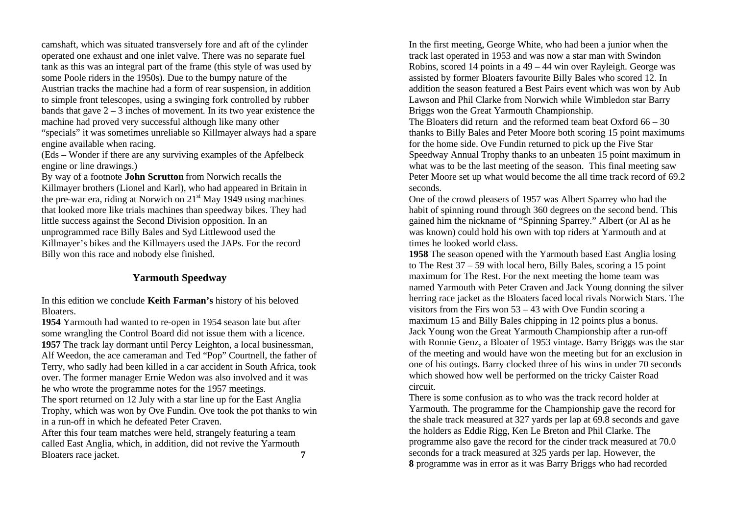camshaft, which was situated transversely fore and aft of the cylinder operated one exhaust and one inlet valve. There was no separate fuel tank as this was an integral part of the frame (this style of was used by some Poole riders in the 1950s). Due to the bumpy nature of the Austrian tracks the machine had a form of rear suspension, in addition to simple front telescopes, using a swinging fork controlled by rubber bands that gave 2 – 3 inches of movement. In its two year existence the machine had proved very successful although like many other "specials" it was sometimes unreliable so Killmayer always had a spare engine available when racing.

(Eds – Wonder if there are any surviving examples of the Apfelbeck engine or line drawings.)

By way of a footnote **John Scrutton** from Norwich recalls the Killmayer brothers (Lionel and Karl), who had appeared in Britain in the pre-war era, riding at Norwich on 21st May 1949 using machines that looked more like trials machines than speedway bikes. They had little success against the Second Division opposition. In an unprogrammed race Billy Bales and Syd Littlewood used the Killmayer's bikes and the Killmayers used the JAPs. For the record Billy won this race and nobody else finished.

## Yarmouth Speedway

In this edition we conclude **Keith Farman's** history of his beloved Bloaters.

**1954** Yarmouth had wanted to re-open in 1954 season late but after some wrangling the Control Board did not issue them with a licence.

**1957** The track lay dormant until Percy Leighton, a local businessman, Alf Weedon, the ace cameraman and Ted "Pop" Courtnell, the father of Terry, who sadly had been killed in a car accident in South Africa, took over. The former manager Ernie Wedon was also involved and it was he who wrote the programme notes for the 1957 meetings.

The sport returned on 12 July with a star line up for the East Anglia Trophy, which was won by Ove Fundin. Ove took the pot thanks to win in a run-off in which he defeated Peter Craven.

After this four team matches were held, strangely featuring a team called East Anglia, which, in addition, did not revive the Yarmouth Bloaters race jacket.

In the first meeting, George White, who had been a junior when the track last operated in 1953 and was now a star man with Swindon Robins, scored 14 points in a 49 – 44 win over Rayleigh. George was assisted by former Bloaters favourite Billy Bales who scored 12. In addition the season featured a Best Pairs event which was won by Aub Lawson and Phil Clarke from Norwich while Wimbledon star Barry Briggs won the Great Yarmouth Championship.

The Bloaters did return and the reformed team beat Oxford 66 – 30 thanks to Billy Bales and Peter Moore both scoring 15 point maximums for the home side. Ove Fundin returned to pick up the Five Star Speedway Annual Trophy thanks to an unbeaten 15 point maximum in what was to be the last meeting of the season. This final meeting saw Peter Moore set up what would become the all time track record of 69.2 seconds.

One of the crowd pleasers of 1957 was Albert Sparrey who had the habit of spinning round through 360 degrees on the second bend. This gained him the nickname of "Spinning Sparrey." Albert (or Al as he was known) could hold his own with top riders at Yarmouth and at times he looked world class.

**1958** The season opened with the Yarmouth based East Anglia losing to The Rest 37 – 59 with local hero, Billy Bales, scoring a 15 point maximum for The Rest. For the next meeting the home team was named Yarmouth with Peter Craven and Jack Young donning the silver herring race jacket as the Bloaters faced local rivals Norwich Stars. The visitors from the Firs won 53 – 43 with Ove Fundin scoring a maximum 15 and Billy Bales chipping in 12 points plus a bonus.

Jack Young won the Great Yarmouth Championship after a run-off with Ronnie Genz, a Bloater of 1953 vintage. Barry Briggs was the star of the meeting and would have won the meeting but for an exclusion in one of his outings. Barry clocked three of his wins in under 70 seconds which showed how well be performed on the tricky Caister Road circuit.

There is some confusion as to who was the track record holder at Yarmouth. The programme for the Championship gave the record for the shale track measured at 327 yards per lap at 69.8 seconds and gave the holders as Eddie Rigg, Ken Le Breton and Phil Clarke. The programme also gave the record for the cinder track measured at 70.0 seconds for a track measured at 325 yards per lap. However, the programme was in error as it was Barry Briggs who had recorded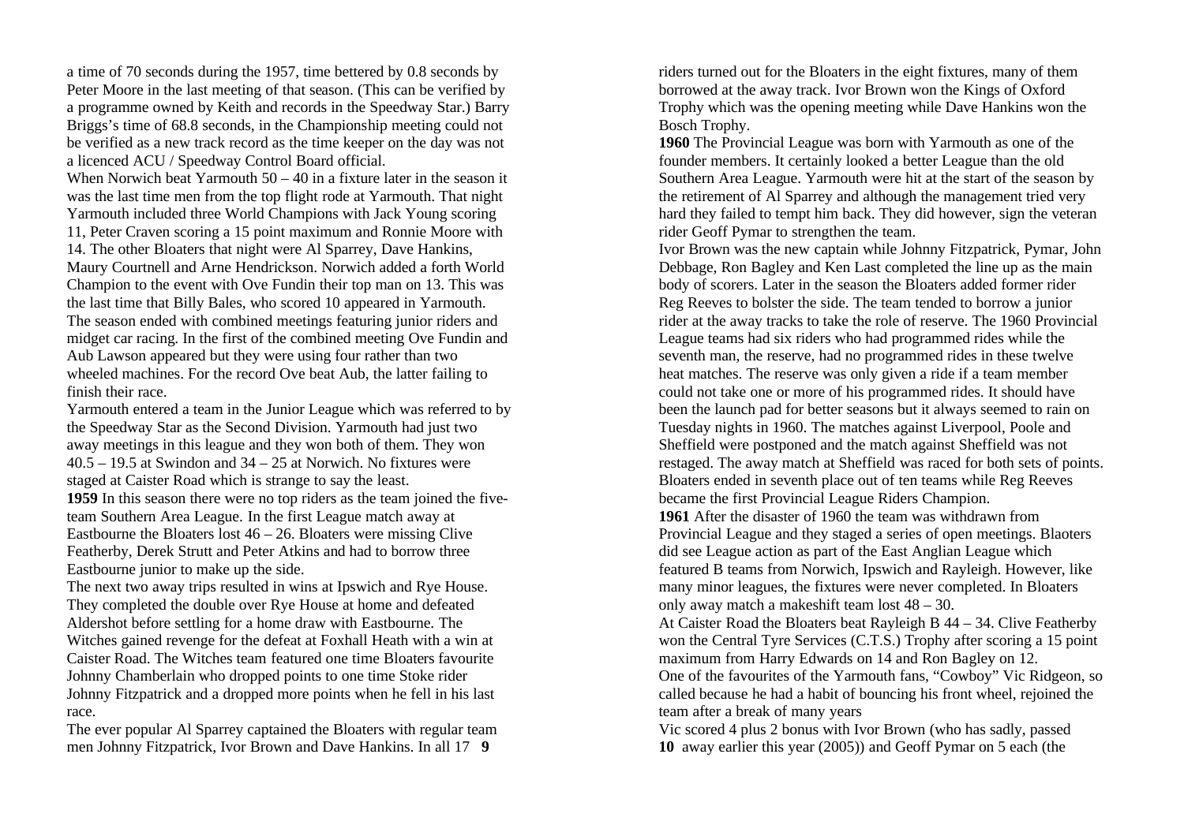a time of 70 seconds during the 1957, time bettered by 0.8 seconds by Peter Moore in the last meeting of that season. (This can be verified by a programme owned by Keith and records in the Speedway Star.) Barry Briggs's time of 68.8 seconds, in the Championship meeting could not be verified as a new track record as the time keeper on the day was not a licenced ACU / Speedway Control Board official.

When Norwich beat Yarmouth 50 – 40 in a fixture later in the season it was the last time men from the top flight rode at Yarmouth. That night Yarmouth included three World Champions with Jack Young scoring 11, Peter Craven scoring a 15 point maximum and Ronnie Moore with 14. The other Bloaters that night were Al Sparrey, Dave Hankins, Maury Courtnell and Arne Hendrickson. Norwich added a forth World Champion to the event with Ove Fundin their top man on 13. This was the last time that Billy Bales, who scored 10 appeared in Yarmouth.

The season ended with combined meetings featuring junior riders and midget car racing. In the first of the combined meeting Ove Fundin and Aub Lawson appeared but they were using four rather than two wheeled machines. For the record Ove beat Aub, the latter failing to finish their race.

Yarmouth entered a team in the Junior League which was referred to by the Speedway Star as the Second Division. Yarmouth had just two away meetings in this league and they won both of them. They won 40.5 – 19.5 at Swindon and 34 – 25 at Norwich. No fixtures were staged at Caister Road which is strange to say the least.

**1959** In this season there were no top riders as the team joined the five-team Southern Area League. In the first League match away at Eastbourne the Bloaters lost 46 – 26. Bloaters were missing Clive Featherby, Derek Strutt and Peter Atkins and had to borrow three Eastbourne junior to make up the side.

The next two away trips resulted in wins at Ipswich and Rye House. They completed the double over Rye House at home and defeated Aldershot before settling for a home draw with Eastbourne. The Witches gained revenge for the defeat at Foxhall Heath with a win at Caister Road. The Witches team featured one time Bloaters favourite Johnny Chamberlain who dropped points to one time Stoke rider Johnny Fitzpatrick and a dropped more points when he fell in his last race.

The ever popular Al Sparrey captained the Bloaters with regular team men Johnny Fitzpatrick, Ivor Brown and Dave Hankins. In all 17 riders turned out for the Bloaters in the eight fixtures, many of them borrowed at the away track. Ivor Brown won the Kings of Oxford Trophy which was the opening meeting while Dave Hankins won the Bosch Trophy.

**1960** The Provincial League was born with Yarmouth as one of the founder members. It certainly looked a better League than the old Southern Area League. Yarmouth were hit at the start of the season by the retirement of Al Sparrey and although the management tried very hard they failed to tempt him back. They did however, sign the veteran rider Geoff Pymar to strengthen the team.

Ivor Brown was the new captain while Johnny Fitzpatrick, Pymar, John Debbage, Ron Bagley and Ken Last completed the line up as the main body of scorers. Later in the season the Bloaters added former rider Reg Reeves to bolster the side. The team tended to borrow a junior rider at the away tracks to take the role of reserve. The 1960 Provincial League teams had six riders who had programmed rides while the seventh man, the reserve, had no programmed rides in these twelve heat matches. The reserve was only given a ride if a team member could not take one or more of his programmed rides. It should have been the launch pad for better seasons but it always seemed to rain on Tuesday nights in 1960. The matches against Liverpool, Poole and Sheffield were postponed and the match against Sheffield was not restaged. The away match at Sheffield was raced for both sets of points. Bloaters ended in seventh place out of ten teams while Reg Reeves became the first Provincial League Riders Champion.

**1961** After the disaster of 1960 the team was withdrawn from Provincial League and they staged a series of open meetings. Blaoters did see League action as part of the East Anglian League which featured B teams from Norwich, Ipswich and Rayleigh. However, like many minor leagues, the fixtures were never completed. In Bloaters only away match a makeshift team lost 48 – 30.

At Caister Road the Bloaters beat Rayleigh B 44 – 34. Clive Featherby won the Central Tyre Services (C.T.S.) Trophy after scoring a 15 point maximum from Harry Edwards on 14 and Ron Bagley on 12.

One of the favourites of the Yarmouth fans, "Cowboy" Vic Ridgeon, so called because he had a habit of bouncing his front wheel, rejoined the team after a break of many years

Vic scored 4 plus 2 bonus with Ivor Brown (who has sadly, passed away earlier this year (2005)) and Geoff Pymar on 5 each (the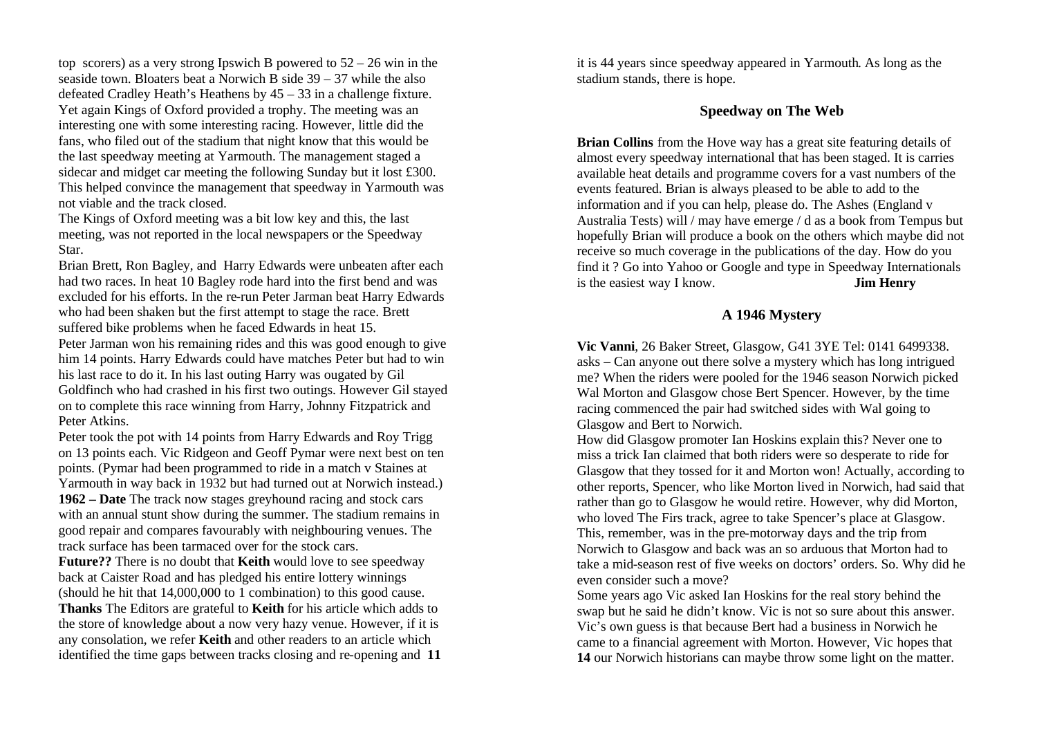top scorers) as a very strong Ipswich B powered to 52 – 26 win in the seaside town. Bloaters beat a Norwich B side 39 – 37 while the also defeated Cradley Heath's Heathens by 45 – 33 in a challenge fixture. Yet again Kings of Oxford provided a trophy. The meeting was an interesting one with some interesting racing. However, little did the fans, who filed out of the stadium that night know that this would be the last speedway meeting at Yarmouth. The management staged a sidecar and midget car meeting the following Sunday but it lost £300. This helped convince the management that speedway in Yarmouth was not viable and the track closed.

The Kings of Oxford meeting was a bit low key and this, the last meeting, was not reported in the local newspapers or the Speedway Star.

Brian Brett, Ron Bagley, and Harry Edwards were unbeaten after each had two races. In heat 10 Bagley rode hard into the first bend and was excluded for his efforts. In the re-run Peter Jarman beat Harry Edwards who had been shaken but the first attempt to stage the race. Brett suffered bike problems when he faced Edwards in heat 15.

Peter Jarman won his remaining rides and this was good enough to give him 14 points. Harry Edwards could have matches Peter but had to win his last race to do it. In his last outing Harry was ougated by Gil Goldfinch who had crashed in his first two outings. However Gil stayed on to complete this race winning from Harry, Johnny Fitzpatrick and Peter Atkins.

Peter took the pot with 14 points from Harry Edwards and Roy Trigg on 13 points each. Vic Ridgeon and Geoff Pymar were next best on ten points. (Pymar had been programmed to ride in a match v Staines at Yarmouth in way back in 1932 but had turned out at Norwich instead.)

**1962 – Date** The track now stages greyhound racing and stock cars with an annual stunt show during the summer. The stadium remains in good repair and compares favourably with neighbouring venues. The track surface has been tarmaced over for the stock cars.

**Future??** There is no doubt that **Keith** would love to see speedway back at Caister Road and has pledged his entire lottery winnings (should he hit that 14,000,000 to 1 combination) to this good cause.

**Thanks** The Editors are grateful to **Keith** for his article which adds to the store of knowledge about a now very hazy venue. However, if it is any consolation, we refer **Keith** and other readers to an article which identified the time gaps between tracks closing and re-opening and it is 44 years since speedway appeared in Yarmouth. As long as the stadium stands, there is hope.

## Speedway on The Web

**Brian Collins** from the Hove way has a great site featuring details of almost every speedway international that has been staged. It is carries available heat details and programme covers for a vast numbers of the events featured. Brian is always pleased to be able to add to the information and if you can help, please do. The Ashes (England v Australia Tests) will / may have emerge / d as a book from Tempus but hopefully Brian will produce a book on the others which maybe did not receive so much coverage in the publications of the day. How do you find it ? Go into Yahoo or Google and type in Speedway Internationals is the easiest way I know. **Jim Henry**

## A 1946 Mystery

**Vic Vanni**, 26 Baker Street, Glasgow, G41 3YE Tel: 0141 6499338. asks – Can anyone out there solve a mystery which has long intrigued me? When the riders were pooled for the 1946 season Norwich picked Wal Morton and Glasgow chose Bert Spencer. However, by the time racing commenced the pair had switched sides with Wal going to Glasgow and Bert to Norwich.

How did Glasgow promoter Ian Hoskins explain this? Never one to miss a trick Ian claimed that both riders were so desperate to ride for Glasgow that they tossed for it and Morton won! Actually, according to other reports, Spencer, who like Morton lived in Norwich, had said that rather than go to Glasgow he would retire. However, why did Morton, who loved The Firs track, agree to take Spencer's place at Glasgow. This, remember, was in the pre-motorway days and the trip from Norwich to Glasgow and back was an so arduous that Morton had to take a mid-season rest of five weeks on doctors' orders. So. Why did he even consider such a move?

Some years ago Vic asked Ian Hoskins for the real story behind the swap but he said he didn't know. Vic is not so sure about this answer. Vic's own guess is that because Bert had a business in Norwich he came to a financial agreement with Morton. However, Vic hopes that our Norwich historians can maybe throw some light on the matter.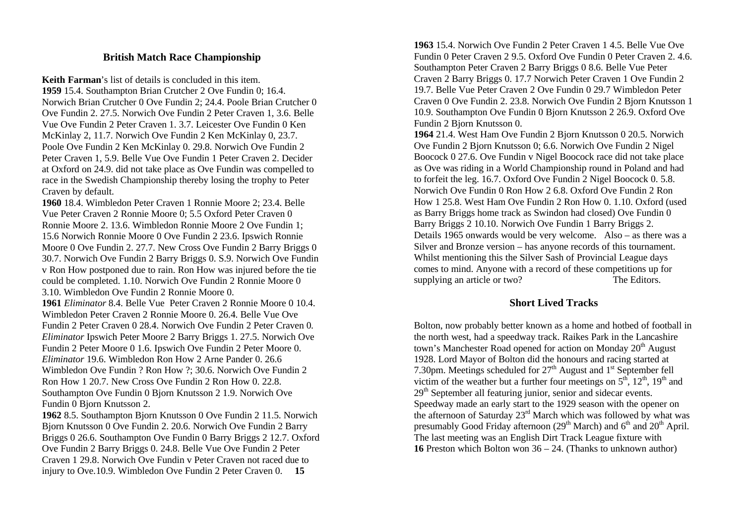## British Match Race Championship

**Keith Farman**'s list of details is concluded in this item.

**1959** 15.4. Southampton Brian Crutcher 2 Ove Fundin 0; 16.4. Norwich Brian Crutcher 0 Ove Fundin 2; 24.4. Poole Brian Crutcher 0 Ove Fundin 2. 27.5. Norwich Ove Fundin 2 Peter Craven 1, 3.6. Belle Vue Ove Fundin 2 Peter Craven 1. 3.7. Leicester Ove Fundin 0 Ken McKinlay 2, 11.7. Norwich Ove Fundin 2 Ken McKinlay 0, 23.7. Poole Ove Fundin 2 Ken McKinlay 0. 29.8. Norwich Ove Fundin 2 Peter Craven 1, 5.9. Belle Vue Ove Fundin 1 Peter Craven 2. Decider at Oxford on 24.9. did not take place as Ove Fundin was compelled to race in the Swedish Championship thereby losing the trophy to Peter Craven by default.

**1960** 18.4. Wimbledon Peter Craven 1 Ronnie Moore 2; 23.4. Belle Vue Peter Craven 2 Ronnie Moore 0; 5.5 Oxford Peter Craven 0 Ronnie Moore 2. 13.6. Wimbledon Ronnie Moore 2 Ove Fundin 1; 15.6 Norwich Ronnie Moore 0 Ove Fundin 2 23.6. Ipswich Ronnie Moore 0 Ove Fundin 2. 27.7. New Cross Ove Fundin 2 Barry Briggs 0 30.7. Norwich Ove Fundin 2 Barry Briggs 0. S.9. Norwich Ove Fundin v Ron How postponed due to rain. Ron How was injured before the tie could be completed. 1.10. Norwich Ove Fundin 2 Ronnie Moore 0 3.10. Wimbledon Ove Fundin 2 Ronnie Moore 0.

**1961** *Eliminator* 8.4. Belle Vue Peter Craven 2 Ronnie Moore 0 10.4. Wimbledon Peter Craven 2 Ronnie Moore 0. 26.4. Belle Vue Ove Fundin 2 Peter Craven 0 28.4. Norwich Ove Fundin 2 Peter Craven 0. *Eliminator* Ipswich Peter Moore 2 Barry Briggs 1. 27.5. Norwich Ove Fundin 2 Peter Moore 0 1.6. Ipswich Ove Fundin 2 Peter Moore 0. *Eliminator* 19.6. Wimbledon Ron How 2 Arne Pander 0. 26.6 Wimbledon Ove Fundin ? Ron How ?; 30.6. Norwich Ove Fundin 2 Ron How 1 20.7. New Cross Ove Fundin 2 Ron How 0. 22.8. Southampton Ove Fundin 0 Bjorn Knutsson 2 1.9. Norwich Ove Fundin 0 Bjorn Knutsson 2.

**1962** 8.5. Southampton Bjorn Knutsson 0 Ove Fundin 2 11.5. Norwich Bjorn Knutsson 0 Ove Fundin 2. 20.6. Norwich Ove Fundin 2 Barry Briggs 0 26.6. Southampton Ove Fundin 0 Barry Briggs 2 12.7. Oxford Ove Fundin 2 Barry Briggs 0. 24.8. Belle Vue Ove Fundin 2 Peter Craven 1 29.8. Norwich Ove Fundin v Peter Craven not raced due to injury to Ove.10.9. Wimbledon Ove Fundin 2 Peter Craven 0.

**1963** 15.4. Norwich Ove Fundin 2 Peter Craven 1 4.5. Belle Vue Ove Fundin 0 Peter Craven 2 9.5. Oxford Ove Fundin 0 Peter Craven 2. 4.6. Southampton Peter Craven 2 Barry Briggs 0 8.6. Belle Vue Peter Craven 2 Barry Briggs 0. 17.7 Norwich Peter Craven 1 Ove Fundin 2 19.7. Belle Vue Peter Craven 2 Ove Fundin 0 29.7 Wimbledon Peter Craven 0 Ove Fundin 2. 23.8. Norwich Ove Fundin 2 Bjorn Knutsson 1 10.9. Southampton Ove Fundin 0 Bjorn Knutsson 2 26.9. Oxford Ove Fundin 2 Bjorn Knutsson 0.

**1964** 21.4. West Ham Ove Fundin 2 Bjorn Knutsson 0 20.5. Norwich Ove Fundin 2 Bjorn Knutsson 0; 6.6. Norwich Ove Fundin 2 Nigel Boocock 0 27.6. Ove Fundin v Nigel Boocock race did not take place as Ove was riding in a World Championship round in Poland and had to forfeit the leg. 16.7. Oxford Ove Fundin 2 Nigel Boocock 0. 5.8. Norwich Ove Fundin 0 Ron How 2 6.8. Oxford Ove Fundin 2 Ron How 1 25.8. West Ham Ove Fundin 2 Ron How 0. 1.10. Oxford (used as Barry Briggs home track as Swindon had closed) Ove Fundin 0 Barry Briggs 2 10.10. Norwich Ove Fundin 1 Barry Briggs 2.

Details 1965 onwards would be very welcome. Also – as there was a Silver and Bronze version – has anyone records of this tournament. Whilst mentioning this the Silver Sash of Provincial League days comes to mind. Anyone with a record of these competitions up for supplying an article or two? The Editors.

## Short Lived Tracks

Bolton, now probably better known as a home and hotbed of football in the north west, had a speedway track. Raikes Park in the Lancashire town's Manchester Road opened for action on Monday 20th August 1928. Lord Mayor of Bolton did the honours and racing started at 7.30pm. Meetings scheduled for 27th August and 1st September fell victim of the weather but a further four meetings on 5th, 12th, 19th and 29th September all featuring junior, senior and sidecar events. Speedway made an early start to the 1929 season with the opener on the afternoon of Saturday 23rd March which was followed by what was presumably Good Friday afternoon (29th March) and 6th and 20th April. The last meeting was an English Dirt Track League fixture with Preston which Bolton won 36 – 24. (Thanks to unknown author)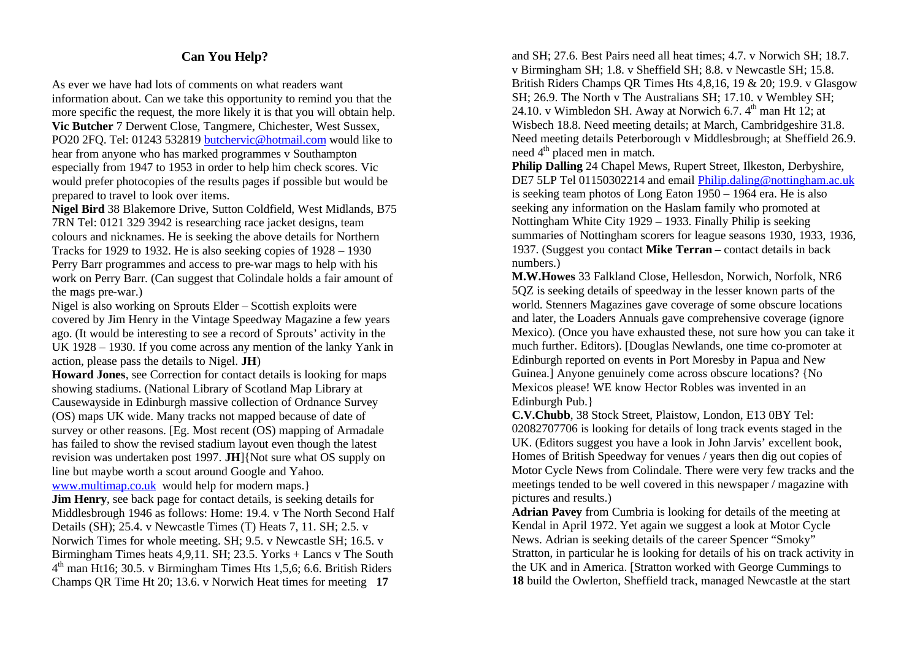## Can You Help?

As ever we have had lots of comments on what readers want information about. Can we take this opportunity to remind you that the more specific the request, the more likely it is that you will obtain help.

**Vic Butcher** 7 Derwent Close, Tangmere, Chichester, West Sussex, PO20 2FQ. Tel: 01243 532819 butchervic@hotmail.com would like to hear from anyone who has marked programmes v Southampton especially from 1947 to 1953 in order to help him check scores. Vic would prefer photocopies of the results pages if possible but would be prepared to travel to look over items.

**Nigel Bird** 38 Blakemore Drive, Sutton Coldfield, West Midlands, B75 7RN Tel: 0121 329 3942 is researching race jacket designs, team colours and nicknames. He is seeking the above details for Northern Tracks for 1929 to 1932. He is also seeking copies of 1928 – 1930 Perry Barr programmes and access to pre-war mags to help with his work on Perry Barr. (Can suggest that Colindale holds a fair amount of the mags pre-war.)

Nigel is also working on Sprouts Elder – Scottish exploits were covered by Jim Henry in the Vintage Speedway Magazine a few years ago. (It would be interesting to see a record of Sprouts' activity in the UK 1928 – 1930. If you come across any mention of the lanky Yank in action, please pass the details to Nigel. **JH**)

**Howard Jones**, see Correction for contact details is looking for maps showing stadiums. (National Library of Scotland Map Library at Causewayside in Edinburgh massive collection of Ordnance Survey (OS) maps UK wide. Many tracks not mapped because of date of survey or other reasons. [Eg. Most recent (OS) mapping of Armadale has failed to show the revised stadium layout even though the latest revision was undertaken post 1997. **JH**]{Not sure what OS supply on line but maybe worth a scout around Google and Yahoo. www.multimap.co.uk would help for modern maps.}

**Jim Henry**, see back page for contact details, is seeking details for Middlesbrough 1946 as follows: Home: 19.4. v The North Second Half Details (SH); 25.4. v Newcastle Times (T) Heats 7, 11. SH; 2.5. v Norwich Times for whole meeting. SH; 9.5. v Newcastle SH; 16.5. v Birmingham Times heats 4,9,11. SH; 23.5. Yorks + Lancs v The South 4th man Ht16; 30.5. v Birmingham Times Hts 1,5,6; 6.6. British Riders Champs QR Time Ht 20; 13.6. v Norwich Heat times for meeting and SH; 27.6. Best Pairs need all heat times; 4.7. v Norwich SH; 18.7. v Birmingham SH; 1.8. v Sheffield SH; 8.8. v Newcastle SH; 15.8. British Riders Champs QR Times Hts 4,8,16, 19 & 20; 19.9. v Glasgow SH; 26.9. The North v The Australians SH; 17.10. v Wembley SH; 24.10. v Wimbledon SH. Away at Norwich 6.7. 4th man Ht 12; at Wisbech 18.8. Need meeting details; at March, Cambridgeshire 31.8. Need meeting details Peterborough v Middlesbrough; at Sheffield 26.9. need 4th placed men in match.

**Philip Dalling** 24 Chapel Mews, Rupert Street, Ilkeston, Derbyshire, DE7 5LP Tel 01150302214 and email Philip.daling@nottingham.ac.uk is seeking team photos of Long Eaton 1950 – 1964 era. He is also seeking any information on the Haslam family who promoted at Nottingham White City 1929 – 1933. Finally Philip is seeking summaries of Nottingham scorers for league seasons 1930, 1933, 1936, 1937. (Suggest you contact **Mike Terran** – contact details in back numbers.)

**M.W.Howes** 33 Falkland Close, Hellesdon, Norwich, Norfolk, NR6 5QZ is seeking details of speedway in the lesser known parts of the world. Stenners Magazines gave coverage of some obscure locations and later, the Loaders Annuals gave comprehensive coverage (ignore Mexico). (Once you have exhausted these, not sure how you can take it much further. Editors). [Douglas Newlands, one time co-promoter at Edinburgh reported on events in Port Moresby in Papua and New Guinea.] Anyone genuinely come across obscure locations? {No Mexicos please! WE know Hector Robles was invented in an Edinburgh Pub.}

**C.V.Chubb**, 38 Stock Street, Plaistow, London, E13 0BY Tel: 02082707706 is looking for details of long track events staged in the UK. (Editors suggest you have a look in John Jarvis' excellent book, Homes of British Speedway for venues / years then dig out copies of Motor Cycle News from Colindale. There were very few tracks and the meetings tended to be well covered in this newspaper / magazine with pictures and results.)

**Adrian Pavey** from Cumbria is looking for details of the meeting at Kendal in April 1972. Yet again we suggest a look at Motor Cycle News. Adrian is seeking details of the career Spencer "Smoky" Stratton, in particular he is looking for details of his on track activity in the UK and in America. [Stratton worked with George Cummings to build the Owlerton, Sheffield track, managed Newcastle at the start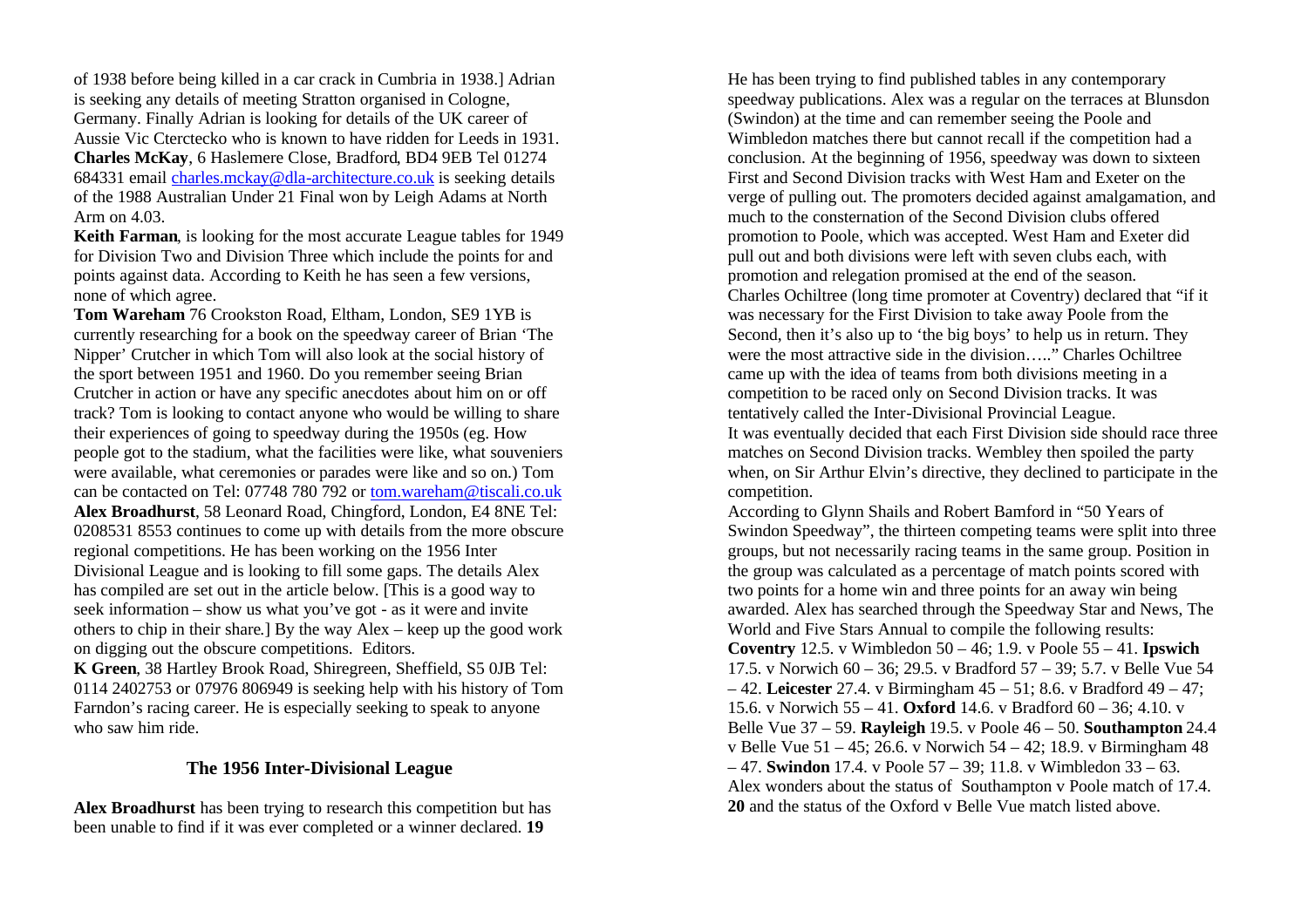of 1938 before being killed in a car crack in Cumbria in 1938.] Adrian is seeking any details of meeting Stratton organised in Cologne, Germany. Finally Adrian is looking for details of the UK career of Aussie Vic Cterctecko who is known to have ridden for Leeds in 1931.

**Charles McKay**, 6 Haslemere Close, Bradford, BD4 9EB Tel 01274 684331 email charles.mckay@dla-architecture.co.uk is seeking details of the 1988 Australian Under 21 Final won by Leigh Adams at North Arm on 4.03.

**Keith Farman**, is looking for the most accurate League tables for 1949 for Division Two and Division Three which include the points for and points against data. According to Keith he has seen a few versions, none of which agree.

**Tom Wareham** 76 Crookston Road, Eltham, London, SE9 1YB is currently researching for a book on the speedway career of Brian 'The Nipper' Crutcher in which Tom will also look at the social history of the sport between 1951 and 1960. Do you remember seeing Brian Crutcher in action or have any specific anecdotes about him on or off track? Tom is looking to contact anyone who would be willing to share their experiences of going to speedway during the 1950s (eg. How people got to the stadium, what the facilities were like, what souveniers were available, what ceremonies or parades were like and so on.) Tom can be contacted on Tel: 07748 780 792 or tom.wareham@tiscali.co.uk

**Alex Broadhurst**, 58 Leonard Road, Chingford, London, E4 8NE Tel: 0208531 8553 continues to come up with details from the more obscure regional competitions. He has been working on the 1956 Inter Divisional League and is looking to fill some gaps. The details Alex has compiled are set out in the article below. [This is a good way to seek information – show us what you've got - as it were and invite others to chip in their share.] By the way Alex – keep up the good work on digging out the obscure competitions. Editors.

**K Green**, 38 Hartley Brook Road, Shiregreen, Sheffield, S5 0JB Tel: 0114 2402753 or 07976 806949 is seeking help with his history of Tom Farndon's racing career. He is especially seeking to speak to anyone who saw him ride.

## The 1956 Inter-Divisional League

**Alex Broadhurst** has been trying to research this competition but has been unable to find if it was ever completed or a winner declared. He has been trying to find published tables in any contemporary speedway publications. Alex was a regular on the terraces at Blunsdon (Swindon) at the time and can remember seeing the Poole and Wimbledon matches there but cannot recall if the competition had a conclusion. At the beginning of 1956, speedway was down to sixteen First and Second Division tracks with West Ham and Exeter on the verge of pulling out. The promoters decided against amalgamation, and much to the consternation of the Second Division clubs offered promotion to Poole, which was accepted. West Ham and Exeter did pull out and both divisions were left with seven clubs each, with promotion and relegation promised at the end of the season.

Charles Ochiltree (long time promoter at Coventry) declared that "if it was necessary for the First Division to take away Poole from the Second, then it's also up to 'the big boys' to help us in return. They were the most attractive side in the division….." Charles Ochiltree came up with the idea of teams from both divisions meeting in a competition to be raced only on Second Division tracks. It was tentatively called the Inter-Divisional Provincial League.

It was eventually decided that each First Division side should race three matches on Second Division tracks. Wembley then spoiled the party when, on Sir Arthur Elvin's directive, they declined to participate in the competition.

According to Glynn Shails and Robert Bamford in "50 Years of Swindon Speedway", the thirteen competing teams were split into three groups, but not necessarily racing teams in the same group. Position in the group was calculated as a percentage of match points scored with two points for a home win and three points for an away win being awarded. Alex has searched through the Speedway Star and News, The World and Five Stars Annual to compile the following results:

**Coventry** 12.5. v Wimbledon 50 – 46; 1.9. v Poole 55 – 41. **Ipswich** 17.5. v Norwich 60 – 36; 29.5. v Bradford 57 – 39; 5.7. v Belle Vue 54 – 42. **Leicester** 27.4. v Birmingham 45 – 51; 8.6. v Bradford 49 – 47; 15.6. v Norwich 55 – 41. **Oxford** 14.6. v Bradford 60 – 36; 4.10. v Belle Vue 37 – 59. **Rayleigh** 19.5. v Poole 46 – 50. **Southampton** 24.4 v Belle Vue 51 – 45; 26.6. v Norwich 54 – 42; 18.9. v Birmingham 48 – 47. **Swindon** 17.4. v Poole 57 – 39; 11.8. v Wimbledon 33 – 63.

Alex wonders about the status of Southampton v Poole match of 17.4. and the status of the Oxford v Belle Vue match listed above.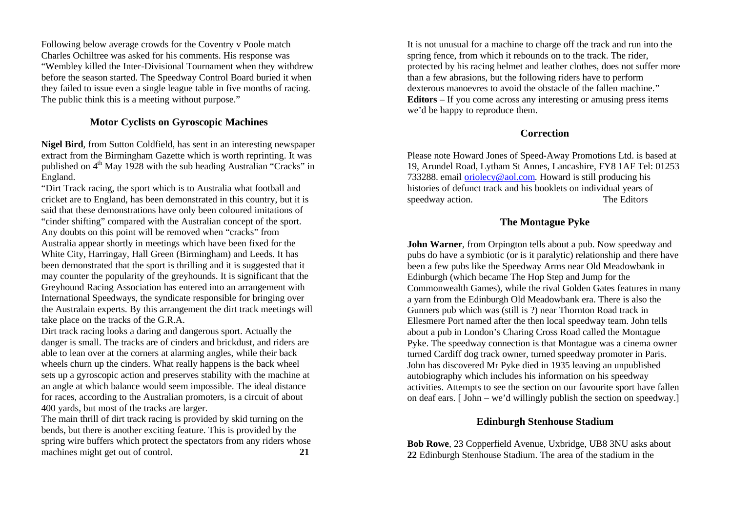Following below average crowds for the Coventry v Poole match Charles Ochiltree was asked for his comments. His response was "Wembley killed the Inter-Divisional Tournament when they withdrew before the season started. The Speedway Control Board buried it when they failed to issue even a single league table in five months of racing. The public think this is a meeting without purpose."

## Motor Cyclists on Gyroscopic Machines

**Nigel Bird**, from Sutton Coldfield, has sent in an interesting newspaper extract from the Birmingham Gazette which is worth reprinting. It was published on 4th May 1928 with the sub heading Australian "Cracks" in England.

"Dirt Track racing, the sport which is to Australia what football and cricket are to England, has been demonstrated in this country, but it is said that these demonstrations have only been coloured imitations of "cinder shifting" compared with the Australian concept of the sport. Any doubts on this point will be removed when "cracks" from Australia appear shortly in meetings which have been fixed for the White City, Harringay, Hall Green (Birmingham) and Leeds. It has been demonstrated that the sport is thrilling and it is suggested that it may counter the popularity of the greyhounds. It is significant that the Greyhound Racing Association has entered into an arrangement with International Speedways, the syndicate responsible for bringing over the Australain experts. By this arrangement the dirt track meetings will take place on the tracks of the G.R.A.

Dirt track racing looks a daring and dangerous sport. Actually the danger is small. The tracks are of cinders and brickdust, and riders are able to lean over at the corners at alarming angles, while their back wheels churn up the cinders. What really happens is the back wheel sets up a gyroscopic action and preserves stability with the machine at an angle at which balance would seem impossible. The ideal distance for races, according to the Australian promoters, is a circuit of about 400 yards, but most of the tracks are larger.

The main thrill of dirt track racing is provided by skid turning on the bends, but there is another exciting feature. This is provided by the spring wire buffers which protect the spectators from any riders whose machines might get out of control. It is not unusual for a machine to charge off the track and run into the spring fence, from which it rebounds on to the track. The rider, protected by his racing helmet and leather clothes, does not suffer more than a few abrasions, but the following riders have to perform dexterous manoevres to avoid the obstacle of the fallen machine."

**Editors** – If you come across any interesting or amusing press items we'd be happy to reproduce them.

## Correction

Please note Howard Jones of Speed-Away Promotions Ltd. is based at 19, Arundel Road, Lytham St Annes, Lancashire, FY8 1AF Tel: 01253 733288. email oriolecy@aol.com. Howard is still producing his histories of defunct track and his booklets on individual years of speedway action. The Editors

## The Montague Pyke

**John Warner**, from Orpington tells about a pub. Now speedway and pubs do have a symbiotic (or is it paralytic) relationship and there have been a few pubs like the Speedway Arms near Old Meadowbank in Edinburgh (which became The Hop Step and Jump for the Commonwealth Games), while the rival Golden Gates features in many a yarn from the Edinburgh Old Meadowbank era. There is also the Gunners pub which was (still is ?) near Thornton Road track in Ellesmere Port named after the then local speedway team. John tells about a pub in London's Charing Cross Road called the Montague Pyke. The speedway connection is that Montague was a cinema owner turned Cardiff dog track owner, turned speedway promoter in Paris. John has discovered Mr Pyke died in 1935 leaving an unpublished autobiography which includes his information on his speedway activities. Attempts to see the section on our favourite sport have fallen on deaf ears. [ John – we'd willingly publish the section on speedway.]

## Edinburgh Stenhouse Stadium

**Bob Rowe**, 23 Copperfield Avenue, Uxbridge, UB8 3NU asks about Edinburgh Stenhouse Stadium. The area of the stadium in the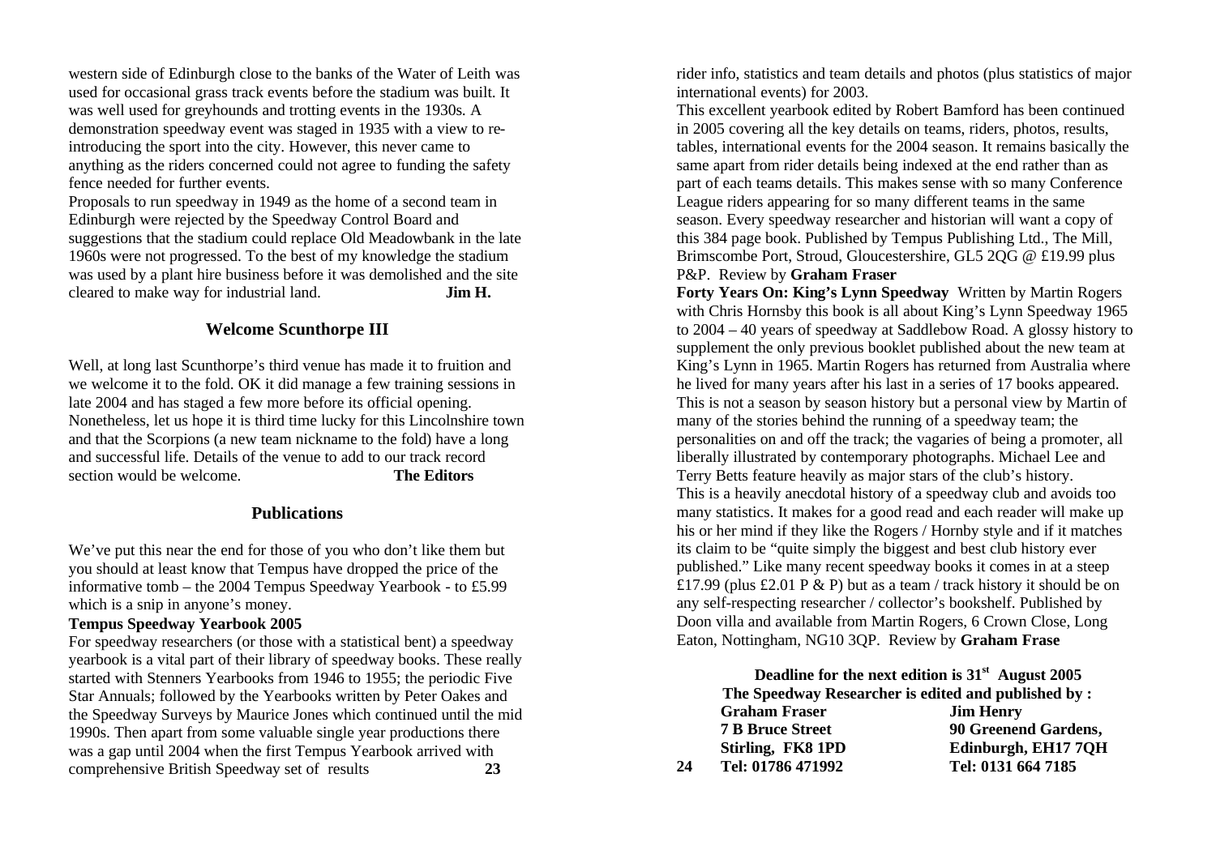western side of Edinburgh close to the banks of the Water of Leith was used for occasional grass track events before the stadium was built. It was well used for greyhounds and trotting events in the 1930s. A demonstration speedway event was staged in 1935 with a view to re-introducing the sport into the city. However, this never came to anything as the riders concerned could not agree to funding the safety fence needed for further events.

Proposals to run speedway in 1949 as the home of a second team in Edinburgh were rejected by the Speedway Control Board and suggestions that the stadium could replace Old Meadowbank in the late 1960s were not progressed. To the best of my knowledge the stadium was used by a plant hire business before it was demolished and the site cleared to make way for industrial land. **Jim H.**

## Welcome Scunthorpe III

Well, at long last Scunthorpe's third venue has made it to fruition and we welcome it to the fold. OK it did manage a few training sessions in late 2004 and has staged a few more before its official opening. Nonetheless, let us hope it is third time lucky for this Lincolnshire town and that the Scorpions (a new team nickname to the fold) have a long and successful life. Details of the venue to add to our track record section would be welcome. **The Editors**

## Publications

We've put this near the end for those of you who don't like them but you should at least know that Tempus have dropped the price of the informative tomb – the 2004 Tempus Speedway Yearbook - to £5.99 which is a snip in anyone's money.

**Tempus Speedway Yearbook 2005**

For speedway researchers (or those with a statistical bent) a speedway yearbook is a vital part of their library of speedway books. These really started with Stenners Yearbooks from 1946 to 1955; the periodic Five Star Annuals; followed by the Yearbooks written by Peter Oakes and the Speedway Surveys by Maurice Jones which continued until the mid 1990s. Then apart from some valuable single year productions there was a gap until 2004 when the first Tempus Yearbook arrived with comprehensive British Speedway set of results rider info, statistics and team details and photos (plus statistics of major international events) for 2003.

This excellent yearbook edited by Robert Bamford has been continued in 2005 covering all the key details on teams, riders, photos, results, tables, international events for the 2004 season. It remains basically the same apart from rider details being indexed at the end rather than as part of each teams details. This makes sense with so many Conference League riders appearing for so many different teams in the same season. Every speedway researcher and historian will want a copy of this 384 page book. Published by Tempus Publishing Ltd., The Mill, Brimscombe Port, Stroud, Gloucestershire, GL5 2QG @ £19.99 plus P&P. Review by **Graham Fraser**

**Forty Years On: King's Lynn Speedway** Written by Martin Rogers with Chris Hornsby this book is all about King's Lynn Speedway 1965 to 2004 – 40 years of speedway at Saddlebow Road. A glossy history to supplement the only previous booklet published about the new team at King's Lynn in 1965. Martin Rogers has returned from Australia where he lived for many years after his last in a series of 17 books appeared. This is not a season by season history but a personal view by Martin of many of the stories behind the running of a speedway team; the personalities on and off the track; the vagaries of being a promoter, all liberally illustrated by contemporary photographs. Michael Lee and Terry Betts feature heavily as major stars of the club's history.

This is a heavily anecdotal history of a speedway club and avoids too many statistics. It makes for a good read and each reader will make up his or her mind if they like the Rogers / Hornby style and if it matches its claim to be "quite simply the biggest and best club history ever published." Like many recent speedway books it comes in at a steep £17.99 (plus £2.01 P & P) but as a team / track history it should be on any self-respecting researcher / collector's bookshelf. Published by Doon villa and available from Martin Rogers, 6 Crown Close, Long Eaton, Nottingham, NG10 3QP. Review by **Graham Frase**

**Deadline for the next edition is 31st August 2005**

**The Speedway Researcher is edited and published by :**

| | |
|---|---|
| **Graham Fraser** | **Jim Henry** |
| **7 B Bruce Street** | **90 Greenend Gardens,** |
| **Stirling, FK8 1PD** | **Edinburgh, EH17 7QH** |
| **Tel: 01786 471992** | **Tel: 0131 664 7185** |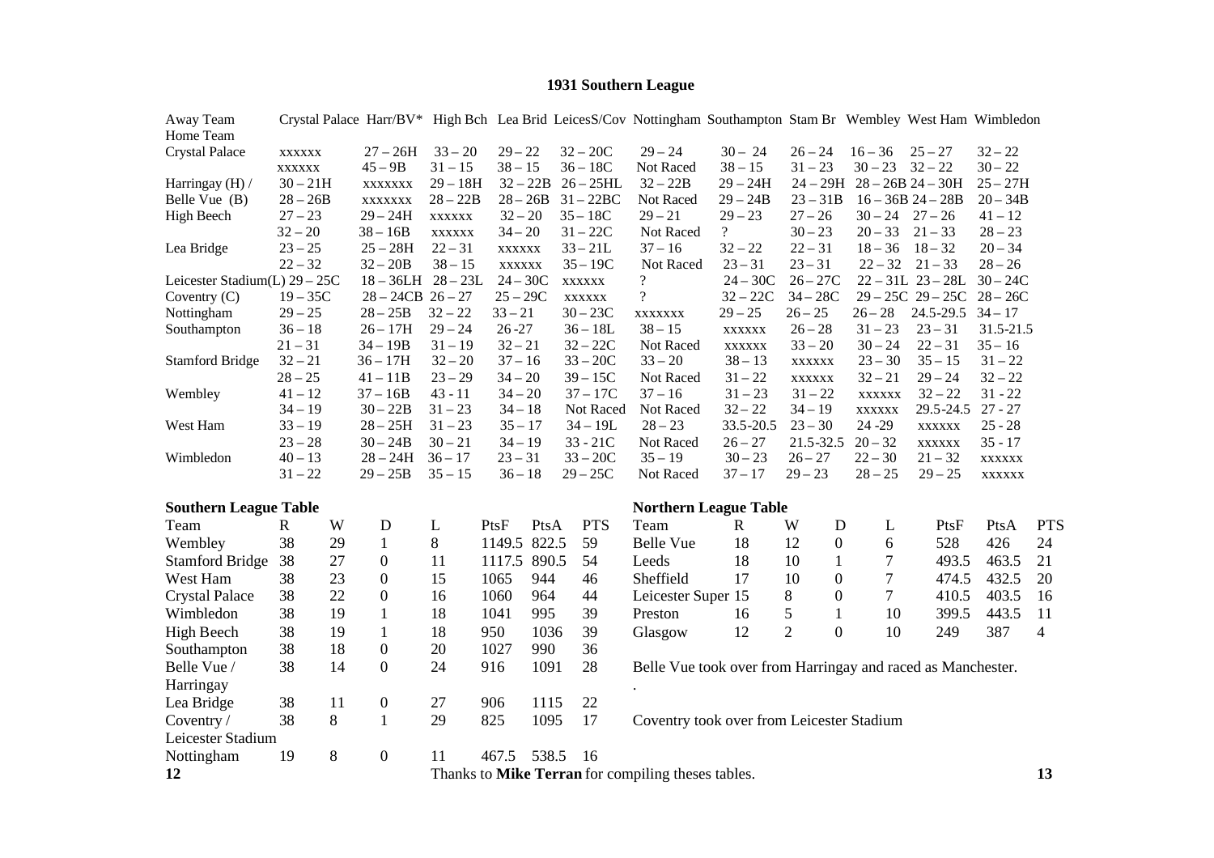# 1931 Southern League

| Away Team / Home Team | Crystal Palace | Harr/BV* | High Bch | Lea Brid | LeicesS/Cov | Nottingham | Southampton | Stam Br | Wembley | West Ham | Wimbledon |
|---|---|---|---|---|---|---|---|---|---|---|---|
| Crystal Palace | xxxxxx | 27 – 26H | 33 – 20 | 29 – 22 | 32 – 20C | 29 – 24 | 30 – 24 | 26 – 24 | 16 – 36 | 25 – 27 | 32 – 22 |
| | xxxxxx | 45 – 9B | 31 – 15 | 38 – 15 | 36 – 18C | Not Raced | 38 – 15 | 31 – 23 | 30 – 23 | 32 – 22 | 30 – 22 |
| Harringay (H) / | 30 – 21H | xxxxxxx | 29 – 18H | 32 – 22B | 26 – 25HL | 32 – 22B | 29 – 24H | 24 – 29H | 28 – 26B | 24 – 30H | 25 – 27H |
| Belle Vue (B) | 28 – 26B | xxxxxxx | 28 – 22B | 28 – 26B | 31 – 22BC | Not Raced | 29 – 24B | 23 – 31B | 16 – 36B | 24 – 28B | 20 – 34B |
| High Beech | 27 – 23 | 29 – 24H | xxxxxx | 32 – 20 | 35 – 18C | 29 – 21 | 29 – 23 | 27 – 26 | 30 – 24 | 27 – 26 | 41 – 12 |
| | 32 – 20 | 38 – 16B | xxxxxx | 34 – 20 | 31 – 22C | Not Raced | ? | 30 – 23 | 20 – 33 | 21 – 33 | 28 – 23 |
| Lea Bridge | 23 – 25 | 25 – 28H | 22 – 31 | xxxxxx | 33 – 21L | 37 – 16 | 32 – 22 | 22 – 31 | 18 – 36 | 18 – 32 | 20 – 34 |
| | 22 – 32 | 32 – 20B | 38 – 15 | xxxxxx | 35 – 19C | Not Raced | 23 – 31 | 23 – 31 | 22 – 32 | 21 – 33 | 28 – 26 |
| Leicester Stadium(L) | 29 – 25C | 18 – 36LH | 28 – 23L | 24 – 30C | xxxxxx | ? | 24 – 30C | 26 – 27C | 22 – 31L | 23 – 28L | 30 – 24C |
| Coventry (C) | 19 – 35C | 28 – 24CB | 26 – 27 | 25 – 29C | xxxxxx | ? | 32 – 22C | 34 – 28C | 29 – 25C | 29 – 25C | 28 – 26C |
| Nottingham | 29 – 25 | 28 – 25B | 32 – 22 | 33 – 21 | 30 – 23C | xxxxxxx | 29 – 25 | 26 – 25 | 26 – 28 | 24.5-29.5 | 34 – 17 |
| Southampton | 36 – 18 | 26 – 17H | 29 – 24 | 26 -27 | 36 – 18L | 38 – 15 | xxxxxx | 26 – 28 | 31 – 23 | 23 – 31 | 31.5-21.5 |
| | 21 – 31 | 34 – 19B | 31 – 19 | 32 – 21 | 32 – 22C | Not Raced | xxxxxx | 33 – 20 | 30 – 24 | 22 – 31 | 35 – 16 |
| Stamford Bridge | 32 – 21 | 36 – 17H | 32 – 20 | 37 – 16 | 33 – 20C | 33 – 20 | 38 – 13 | xxxxxx | 23 – 30 | 35 – 15 | 31 – 22 |
| | 28 – 25 | 41 – 11B | 23 – 29 | 34 – 20 | 39 – 15C | Not Raced | 31 – 22 | xxxxxx | 32 – 21 | 29 – 24 | 32 – 22 |
| Wembley | 41 – 12 | 37 – 16B | 43 - 11 | 34 – 20 | 37 – 17C | 37 – 16 | 31 – 23 | 31 – 22 | xxxxxx | 32 – 22 | 31 - 22 |
| | 34 – 19 | 30 – 22B | 31 – 23 | 34 – 18 | Not Raced | Not Raced | 32 – 22 | 34 – 19 | xxxxxx | 29.5-24.5 | 27 - 27 |
| West Ham | 33 – 19 | 28 – 25H | 31 – 23 | 35 – 17 | 34 – 19L | 28 – 23 | 33.5-20.5 | 23 – 30 | 24 -29 | xxxxxx | 25 - 28 |
| | 23 – 28 | 30 – 24B | 30 – 21 | 34 – 19 | 33 - 21C | Not Raced | 26 – 27 | 21.5-32.5 | 20 – 32 | xxxxxx | 35 - 17 |
| Wimbledon | 40 – 13 | 28 – 24H | 36 – 17 | 23 – 31 | 33 – 20C | 35 – 19 | 30 – 23 | 26 – 27 | 22 – 30 | 21 – 32 | xxxxxx |
| | 31 – 22 | 29 – 25B | 35 – 15 | 36 – 18 | 29 – 25C | Not Raced | 37 – 17 | 29 – 23 | 28 – 25 | 29 – 25 | xxxxxx |

**Southern League Table**

| Team | R | W | D | L | PtsF | PtsA | PTS |
|---|---|---|---|---|---|---|---|
| Wembley | 38 | 29 | 1 | 8 | 1149.5 | 822.5 | 59 |
| Stamford Bridge | 38 | 27 | 0 | 11 | 1117.5 | 890.5 | 54 |
| West Ham | 38 | 23 | 0 | 15 | 1065 | 944 | 46 |
| Crystal Palace | 38 | 22 | 0 | 16 | 1060 | 964 | 44 |
| Wimbledon | 38 | 19 | 1 | 18 | 1041 | 995 | 39 |
| High Beech | 38 | 19 | 1 | 18 | 950 | 1036 | 39 |
| Southampton | 38 | 18 | 0 | 20 | 1027 | 990 | 36 |
| Belle Vue / Harringay | 38 | 14 | 0 | 24 | 916 | 1091 | 28 |
| Lea Bridge | 38 | 11 | 0 | 27 | 906 | 1115 | 22 |
| Coventry / Leicester Stadium | 38 | 8 | 1 | 29 | 825 | 1095 | 17 |
| Nottingham | 19 | 8 | 0 | 11 | 467.5 | 538.5 | 16 |

**Northern League Table**

| Team | R | W | D | L | PtsF | PtsA | PTS |
|---|---|---|---|---|---|---|---|
| Belle Vue | 18 | 12 | 0 | 6 | 528 | 426 | 24 |
| Leeds | 18 | 10 | 1 | 7 | 493.5 | 463.5 | 21 |
| Sheffield | 17 | 10 | 0 | 7 | 474.5 | 432.5 | 20 |
| Leicester Super | 15 | 8 | 0 | 7 | 410.5 | 403.5 | 16 |
| Preston | 16 | 5 | 1 | 10 | 399.5 | 443.5 | 11 |
| Glasgow | 12 | 2 | 0 | 10 | 249 | 387 | 4 |

Belle Vue took over from Harringay and raced as Manchester.

Coventry took over from Leicester Stadium

Thanks to **Mike Terran** for compiling theses tables.